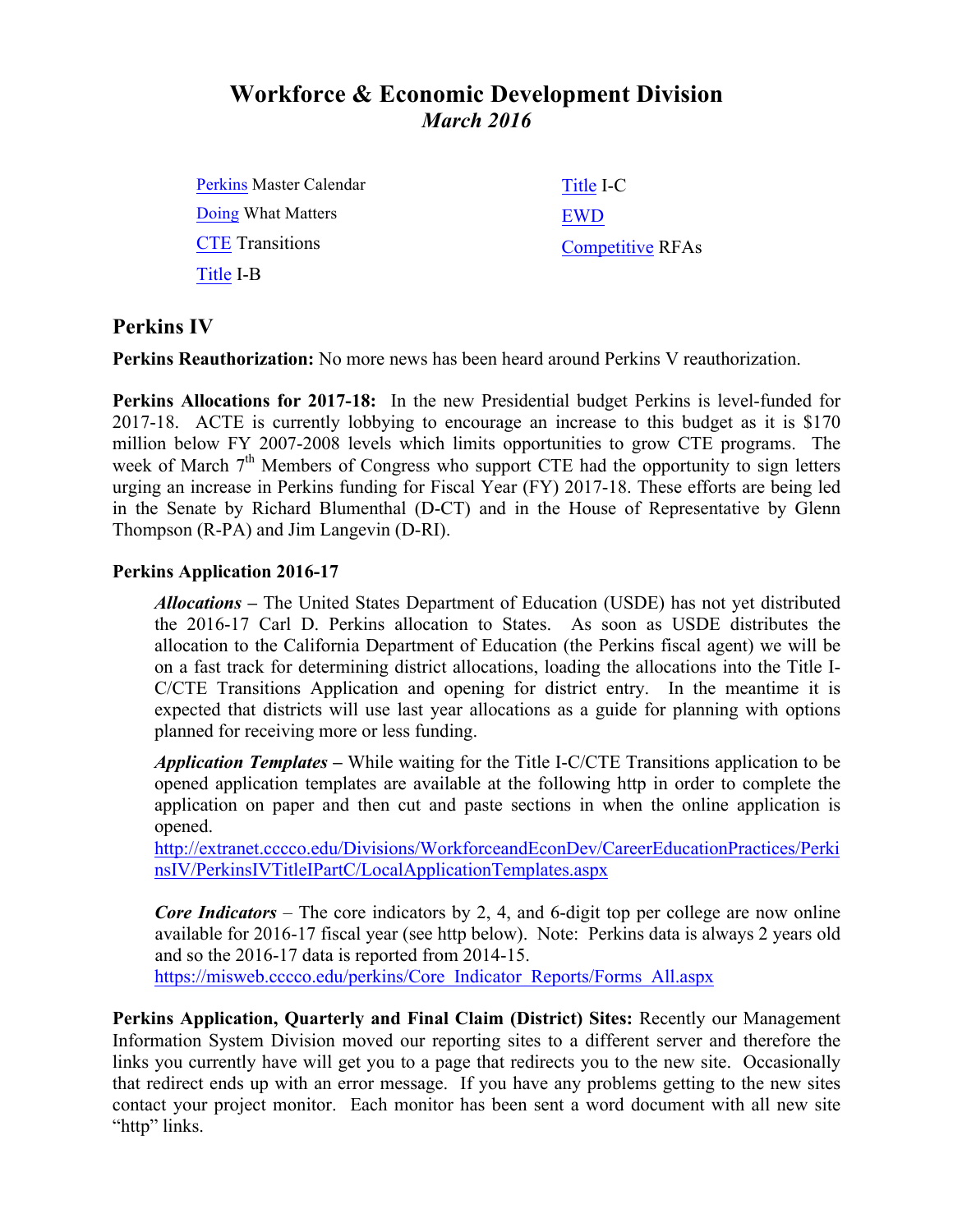# Workforce & Economic Development Division
## *March 2016*

[Perkins](#) Master Calendar
[Doing](#) What Matters
[CTE](#) Transitions
[Title](#) I-B
[Title](#) I-C
[EWD](#)
[Competitive](#) RFAs

## Perkins IV

**Perkins Reauthorization:** No more news has been heard around Perkins V reauthorization.

**Perkins Allocations for 2017-18:** In the new Presidential budget Perkins is level-funded for 2017-18. ACTE is currently lobbying to encourage an increase to this budget as it is $170 million below FY 2007-2008 levels which limits opportunities to grow CTE programs. The week of March 7th Members of Congress who support CTE had the opportunity to sign letters urging an increase in Perkins funding for Fiscal Year (FY) 2017-18. These efforts are being led in the Senate by Richard Blumenthal (D-CT) and in the House of Representative by Glenn Thompson (R-PA) and Jim Langevin (D-RI).

### Perkins Application 2016-17

***Allocations –*** The United States Department of Education (USDE) has not yet distributed the 2016-17 Carl D. Perkins allocation to States. As soon as USDE distributes the allocation to the California Department of Education (the Perkins fiscal agent) we will be on a fast track for determining district allocations, loading the allocations into the Title I-C/CTE Transitions Application and opening for district entry. In the meantime it is expected that districts will use last year allocations as a guide for planning with options planned for receiving more or less funding.

***Application Templates –*** While waiting for the Title I-C/CTE Transitions application to be opened application templates are available at the following http in order to complete the application on paper and then cut and paste sections in when the online application is opened.
http://extranet.cccco.edu/Divisions/WorkforceandEconDev/CareerEducationPractices/PerkinsIV/PerkinsIVTitleIPartC/LocalApplicationTemplates.aspx

***Core Indicators*** – The core indicators by 2, 4, and 6-digit top per college are now online available for 2016-17 fiscal year (see http below). Note: Perkins data is always 2 years old and so the 2016-17 data is reported from 2014-15.
https://misweb.cccco.edu/perkins/Core_Indicator_Reports/Forms_All.aspx

**Perkins Application, Quarterly and Final Claim (District) Sites:** Recently our Management Information System Division moved our reporting sites to a different server and therefore the links you currently have will get you to a page that redirects you to the new site. Occasionally that redirect ends up with an error message. If you have any problems getting to the new sites contact your project monitor. Each monitor has been sent a word document with all new site "http" links.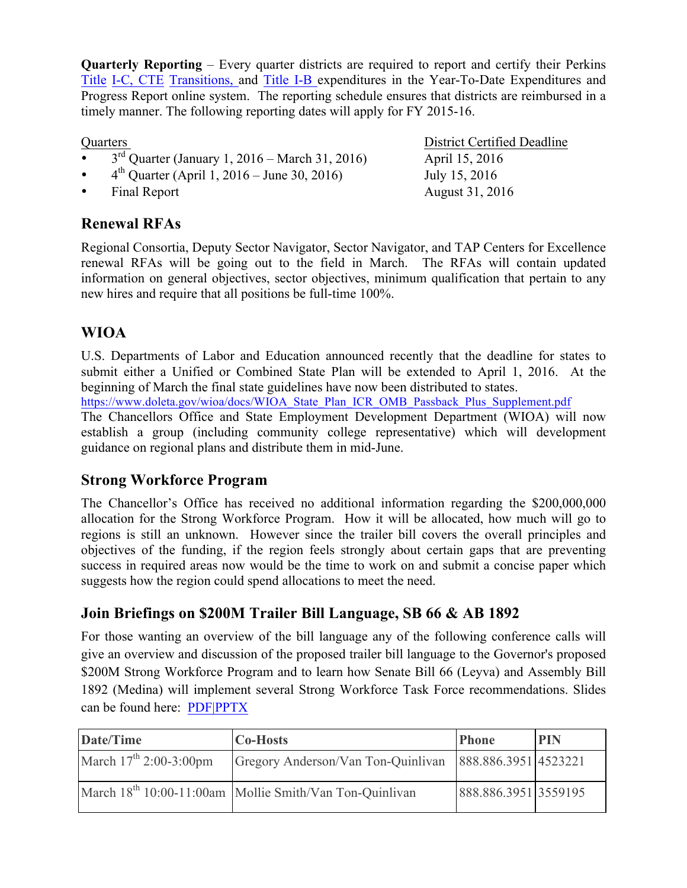**Quarterly Reporting** – Every quarter districts are required to report and certify their Perkins Title I-C, CTE Transitions, and Title I-B expenditures in the Year-To-Date Expenditures and Progress Report online system. The reporting schedule ensures that districts are reimbursed in a timely manner. The following reporting dates will apply for FY 2015-16.

| Quarters | District Certified Deadline |
|---|---|
| • 3rd Quarter (January 1, 2016 – March 31, 2016) | April 15, 2016 |
| • 4th Quarter (April 1, 2016 – June 30, 2016) | July 15, 2016 |
| • Final Report | August 31, 2016 |

## Renewal RFAs

Regional Consortia, Deputy Sector Navigator, Sector Navigator, and TAP Centers for Excellence renewal RFAs will be going out to the field in March. The RFAs will contain updated information on general objectives, sector objectives, minimum qualification that pertain to any new hires and require that all positions be full-time 100%.

## WIOA

U.S. Departments of Labor and Education announced recently that the deadline for states to submit either a Unified or Combined State Plan will be extended to April 1, 2016. At the beginning of March the final state guidelines have now been distributed to states.
https://www.doleta.gov/wioa/docs/WIOA_State_Plan_ICR_OMB_Passback_Plus_Supplement.pdf
The Chancellors Office and State Employment Development Department (WIOA) will now establish a group (including community college representative) which will development guidance on regional plans and distribute them in mid-June.

## Strong Workforce Program

The Chancellor's Office has received no additional information regarding the $200,000,000 allocation for the Strong Workforce Program. How it will be allocated, how much will go to regions is still an unknown. However since the trailer bill covers the overall principles and objectives of the funding, if the region feels strongly about certain gaps that are preventing success in required areas now would be the time to work on and submit a concise paper which suggests how the region could spend allocations to meet the need.

## Join Briefings on $200M Trailer Bill Language, SB 66 & AB 1892

For those wanting an overview of the bill language any of the following conference calls will give an overview and discussion of the proposed trailer bill language to the Governor's proposed $200M Strong Workforce Program and to learn how Senate Bill 66 (Leyva) and Assembly Bill 1892 (Medina) will implement several Strong Workforce Task Force recommendations. Slides can be found here: PDF|PPTX

| Date/Time | Co-Hosts | Phone | PIN |
|---|---|---|---|
| March 17th 2:00-3:00pm | Gregory Anderson/Van Ton-Quinlivan | 888.886.3951 | 4523221 |
| March 18th 10:00-11:00am | Mollie Smith/Van Ton-Quinlivan | 888.886.3951 | 3559195 |